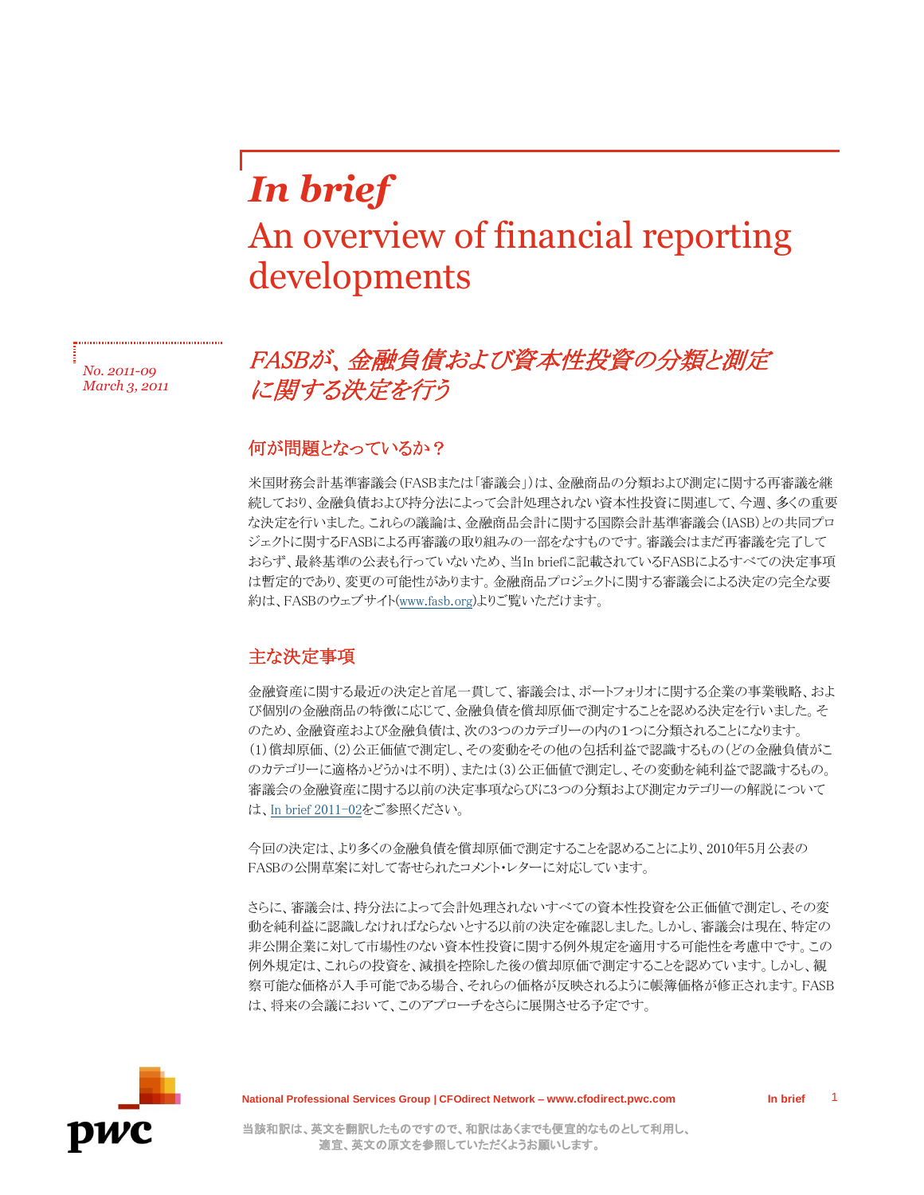# *In brief*

# An overview of financial reporting developments

*No. 2011-09*
*March 3, 2011*

## *FASBが、金融負債および資本性投資の分類と測定に関する決定を行う*

### 何が問題となっているか？

米国財務会計基準審議会（FASBまたは「審議会」）は、金融商品の分類および測定に関する再審議を継続しており、金融負債および持分法によって会計処理されない資本性投資に関連して、今週、多くの重要な決定を行いました。これらの議論は、金融商品会計に関する国際会計基準審議会（IASB）との共同プロジェクトに関するFASBによる再審議の取り組みの一部をなすものです。審議会はまだ再審議を完了しておらず、最終基準の公表も行っていないため、当In briefに記載されているFASBによるすべての決定事項は暫定的であり、変更の可能性があります。金融商品プロジェクトに関する審議会による決定の完全な要約は、FASBのウェブサイト(www.fasb.org)よりご覧いただけます。

### 主な決定事項

金融資産に関する最近の決定と首尾一貫して、審議会は、ポートフォリオに関する企業の事業戦略、および個別の金融商品の特徴に応じて、金融負債を償却原価で測定することを認める決定を行いました。そのため、金融資産および金融負債は、次の3つのカテゴリーの内の1つに分類されることになります。（1）償却原価、（2）公正価値で測定し、その変動をその他の包括利益で認識するもの（どの金融負債がこのカテゴリーに適格かどうかは不明）、または（3）公正価値で測定し、その変動を純利益で認識するもの。審議会の金融資産に関する以前の決定事項ならびに3つの分類および測定カテゴリーの解説については、In brief 2011-02をご参照ください。

今回の決定は、より多くの金融負債を償却原価で測定することを認めることにより、2010年5月公表のFASBの公開草案に対して寄せられたコメント・レターに対応しています。

さらに、審議会は、持分法によって会計処理されないすべての資本性投資を公正価値で測定し、その変動を純利益に認識しなければならないとする以前の決定を確認しました。しかし、審議会は現在、特定の非公開企業に対して市場性のない資本性投資に関する例外規定を適用する可能性を考慮中です。この例外規定は、これらの投資を、減損を控除した後の償却原価で測定することを認めています。しかし、観察可能な価格が入手可能である場合、それらの価格が反映されるように帳簿価格が修正されます。FASBは、将来の会議において、このアプローチをさらに展開させる予定です。

National Professional Services Group | CFOdirect Network – www.cfodirect.pwc.com

当該和訳は、英文を翻訳したものですので、和訳はあくまでも便宜的なものとして利用し、適宜、英文の原文を参照していただくようお願いします。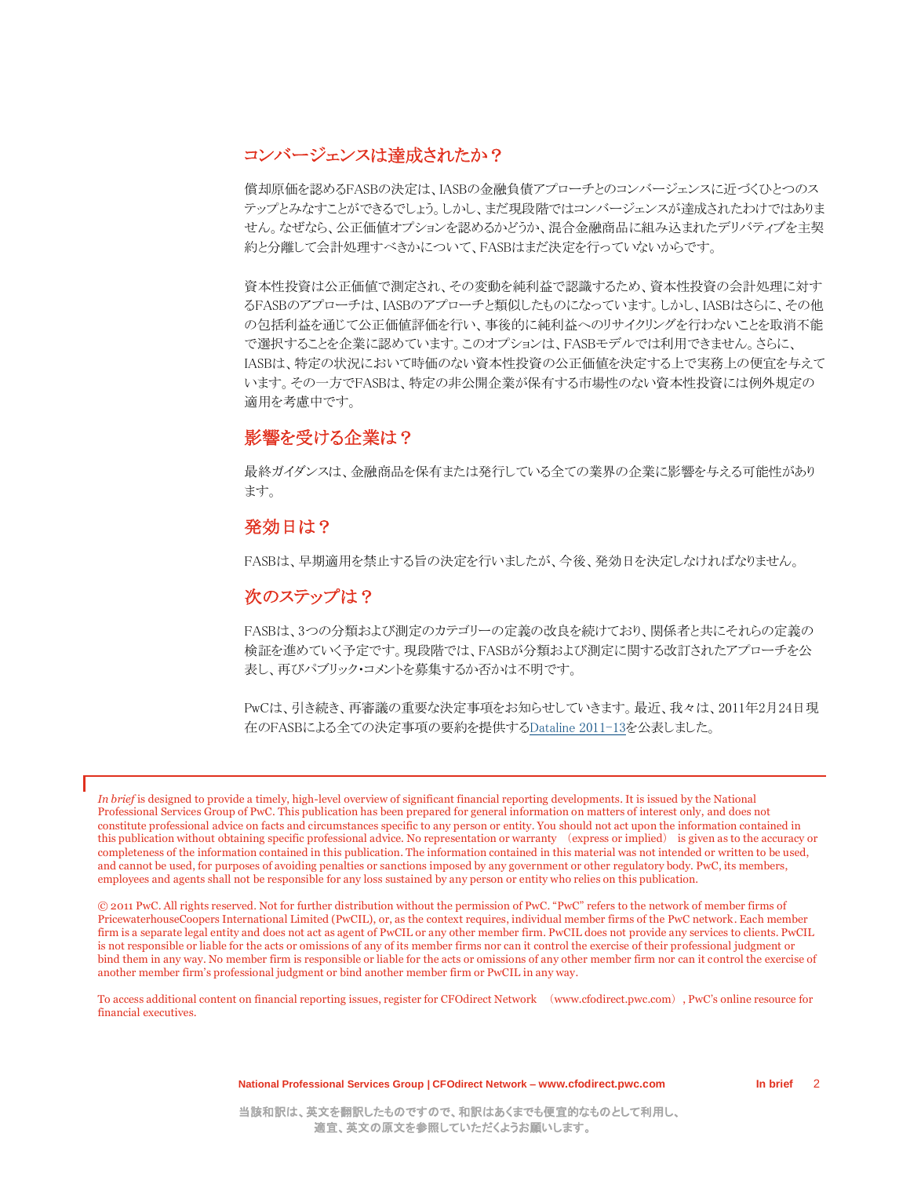## コンバージェンスは達成されたか？

償却原価を認めるFASBの決定は、IASBの金融負債アプローチとのコンバージェンスに近づくひとつのステップとみなすことができるでしょう。しかし、まだ現段階ではコンバージェンスが達成されたわけではありません。なぜなら、公正価値オプションを認めるかどうか、混合金融商品に組み込まれたデリバティブを主契約と分離して会計処理すべきかについて、FASBはまだ決定を行っていないからです。

資本性投資は公正価値で測定され、その変動を純利益で認識するため、資本性投資の会計処理に対するFASBのアプローチは、IASBのアプローチと類似したものになっています。しかし、IASBはさらに、その他の包括利益を通じて公正価値評価を行い、事後的に純利益へのリサイクリングを行わないことを取消不能で選択することを企業に認めています。このオプションは、FASBモデルでは利用できません。さらに、IASBは、特定の状況において時価のない資本性投資の公正価値を決定する上で実務上の便宜を与えています。その一方でFASBは、特定の非公開企業が保有する市場性のない資本性投資には例外規定の適用を考慮中です。

## 影響を受ける企業は？

最終ガイダンスは、金融商品を保有または発行している全ての業界の企業に影響を与える可能性があります。

## 発効日は？

FASBは、早期適用を禁止する旨の決定を行いましたが、今後、発効日を決定しなければなりません。

## 次のステップは？

FASBは、3つの分類および測定のカテゴリーの定義の改良を続けており、関係者と共にそれらの定義の検証を進めていく予定です。現段階では、FASBが分類および測定に関する改訂されたアプローチを公表し、再びパブリック・コメントを募集するか否かは不明です。

PwCは、引き続き、再審議の重要な決定事項をお知らせしていきます。最近、我々は、2011年2月24日現在のFASBによる全ての決定事項の要約を提供するDataline 2011-13を公表しました。

---

*In brief* is designed to provide a timely, high-level overview of significant financial reporting developments. It is issued by the National Professional Services Group of PwC. This publication has been prepared for general information on matters of interest only, and does not constitute professional advice on facts and circumstances specific to any person or entity. You should not act upon the information contained in this publication without obtaining specific professional advice. No representation or warranty (express or implied) is given as to the accuracy or completeness of the information contained in this publication. The information contained in this material was not intended or written to be used, and cannot be used, for purposes of avoiding penalties or sanctions imposed by any government or other regulatory body. PwC, its members, employees and agents shall not be responsible for any loss sustained by any person or entity who relies on this publication.

© 2011 PwC. All rights reserved. Not for further distribution without the permission of PwC. "PwC" refers to the network of member firms of PricewaterhouseCoopers International Limited (PwCIL), or, as the context requires, individual member firms of the PwC network. Each member firm is a separate legal entity and does not act as agent of PwCIL or any other member firm. PwCIL does not provide any services to clients. PwCIL is not responsible or liable for the acts or omissions of any of its member firms nor can it control the exercise of their professional judgment or bind them in any way. No member firm is responsible or liable for the acts or omissions of any other member firm nor can it control the exercise of another member firm's professional judgment or bind another member firm or PwCIL in any way.

To access additional content on financial reporting issues, register for CFOdirect Network (www.cfodirect.pwc.com), PwC's online resource for financial executives.

**当該和訳は、英文を翻訳したものですので、和訳はあくまでも便宜的なものとして利用し、適宜、英文の原文を参照していただくようお願いします。**